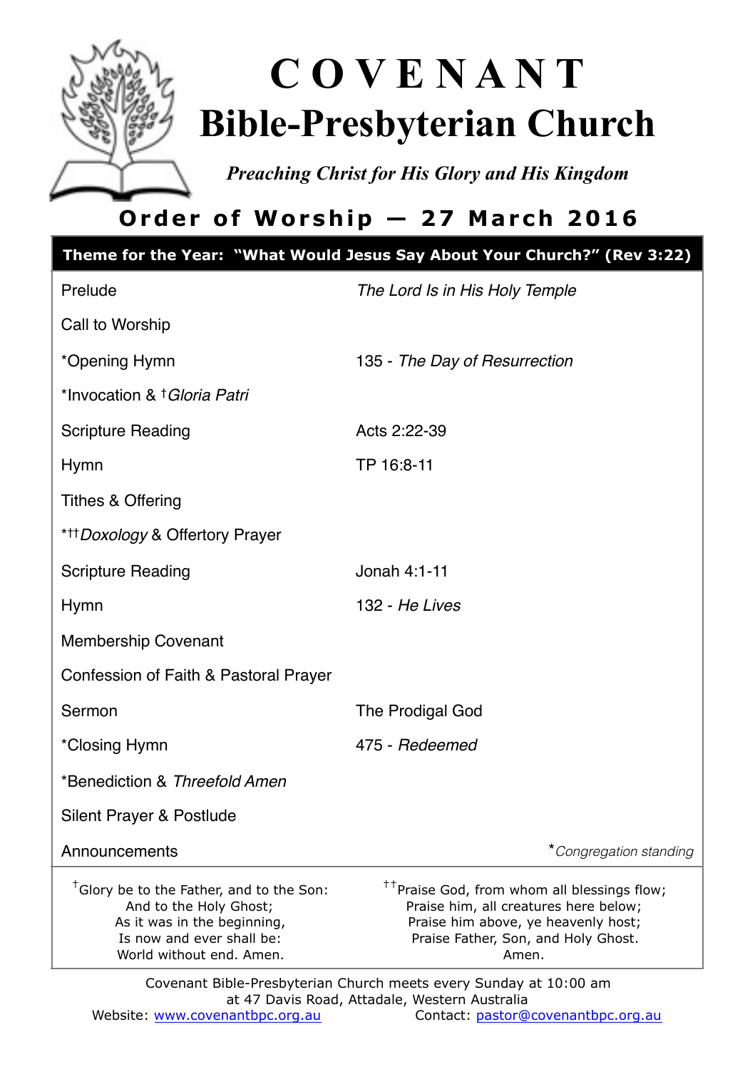# COVENANT
# Bible-Presbyterian Church

*Preaching Christ for His Glory and His Kingdom*

## Order of Worship — 27 March 2016

**Theme for the Year: "What Would Jesus Say About Your Church?" (Rev 3:22)**

| | |
|---|---|
| Prelude | *The Lord Is in His Holy Temple* |
| Call to Worship | |
| *Opening Hymn | 135 - *The Day of Resurrection* |
| *Invocation & †*Gloria Patri* | |
| Scripture Reading | Acts 2:22-39 |
| Hymn | TP 16:8-11 |
| Tithes & Offering | |
| *††*Doxology* & Offertory Prayer | |
| Scripture Reading | Jonah 4:1-11 |
| Hymn | 132 - *He Lives* |
| Membership Covenant | |
| Confession of Faith & Pastoral Prayer | |
| Sermon | The Prodigal God |
| *Closing Hymn | 475 - *Redeemed* |
| *Benediction & *Threefold Amen* | |
| Silent Prayer & Postlude | |
| Announcements | **Congregation standing* |

†Glory be to the Father, and to the Son:
And to the Holy Ghost;
As it was in the beginning,
Is now and ever shall be:
World without end. Amen.

††Praise God, from whom all blessings flow;
Praise him, all creatures here below;
Praise him above, ye heavenly host;
Praise Father, Son, and Holy Ghost.
Amen.

Covenant Bible-Presbyterian Church meets every Sunday at 10:00 am at 47 Davis Road, Attadale, Western Australia

Website: www.covenantbpc.org.au Contact: pastor@covenantbpc.org.au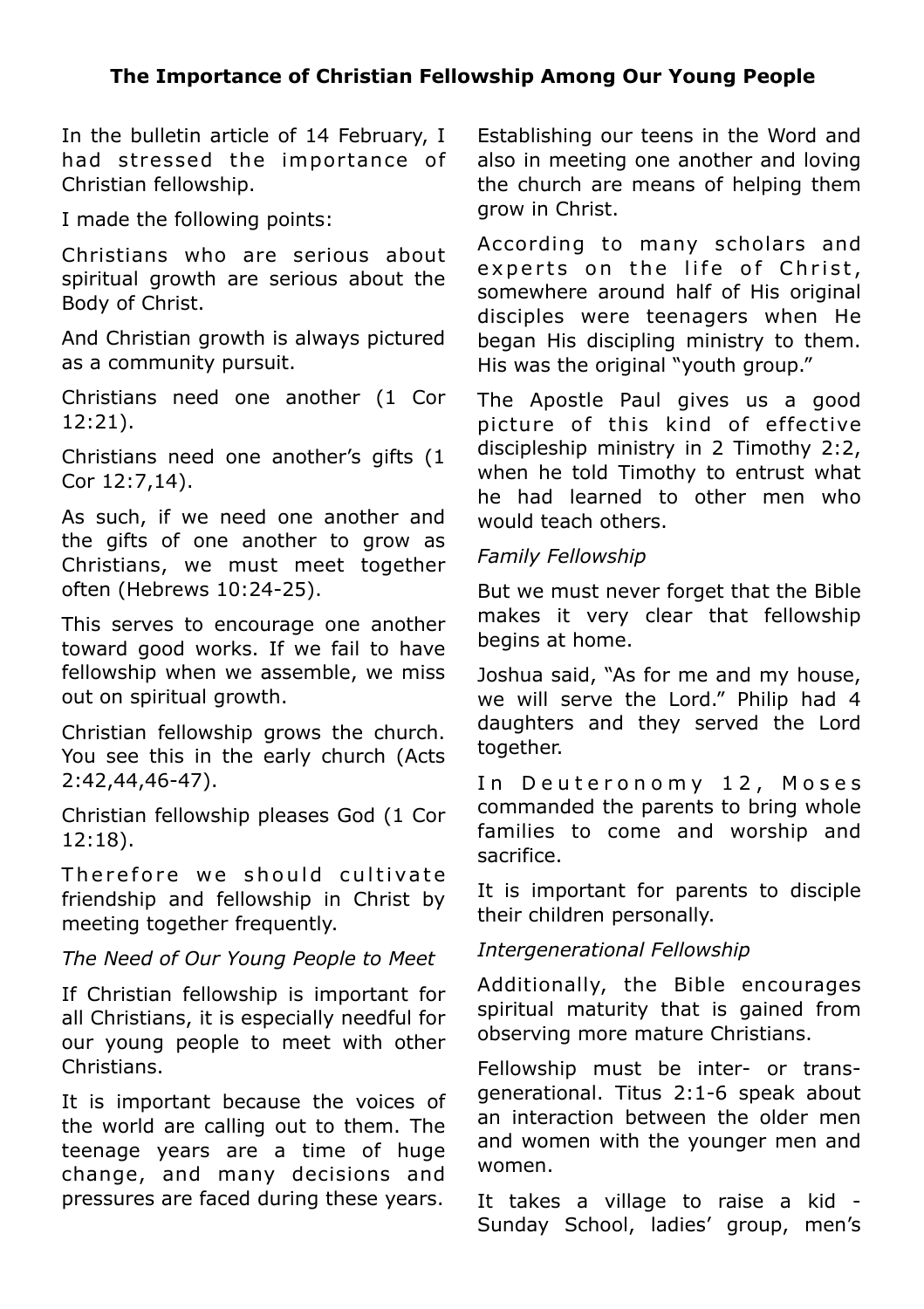## The Importance of Christian Fellowship Among Our Young People

In the bulletin article of 14 February, I had stressed the importance of Christian fellowship.

I made the following points:

Christians who are serious about spiritual growth are serious about the Body of Christ.

And Christian growth is always pictured as a community pursuit.

Christians need one another (1 Cor 12:21).

Christians need one another's gifts (1 Cor 12:7,14).

As such, if we need one another and the gifts of one another to grow as Christians, we must meet together often (Hebrews 10:24-25).

This serves to encourage one another toward good works. If we fail to have fellowship when we assemble, we miss out on spiritual growth.

Christian fellowship grows the church. You see this in the early church (Acts 2:42,44,46-47).

Christian fellowship pleases God (1 Cor 12:18).

Therefore we should cultivate friendship and fellowship in Christ by meeting together frequently.

*The Need of Our Young People to Meet*

If Christian fellowship is important for all Christians, it is especially needful for our young people to meet with other Christians.

It is important because the voices of the world are calling out to them. The teenage years are a time of huge change, and many decisions and pressures are faced during these years.

Establishing our teens in the Word and also in meeting one another and loving the church are means of helping them grow in Christ.

According to many scholars and experts on the life of Christ, somewhere around half of His original disciples were teenagers when He began His discipling ministry to them. His was the original "youth group."

The Apostle Paul gives us a good picture of this kind of effective discipleship ministry in 2 Timothy 2:2, when he told Timothy to entrust what he had learned to other men who would teach others.

*Family Fellowship*

But we must never forget that the Bible makes it very clear that fellowship begins at home.

Joshua said, "As for me and my house, we will serve the Lord." Philip had 4 daughters and they served the Lord together.

In Deuteronomy 12, Moses commanded the parents to bring whole families to come and worship and sacrifice.

It is important for parents to disciple their children personally.

*Intergenerational Fellowship*

Additionally, the Bible encourages spiritual maturity that is gained from observing more mature Christians.

Fellowship must be inter- or trans-generational. Titus 2:1-6 speak about an interaction between the older men and women with the younger men and women.

It takes a village to raise a kid - Sunday School, ladies' group, men's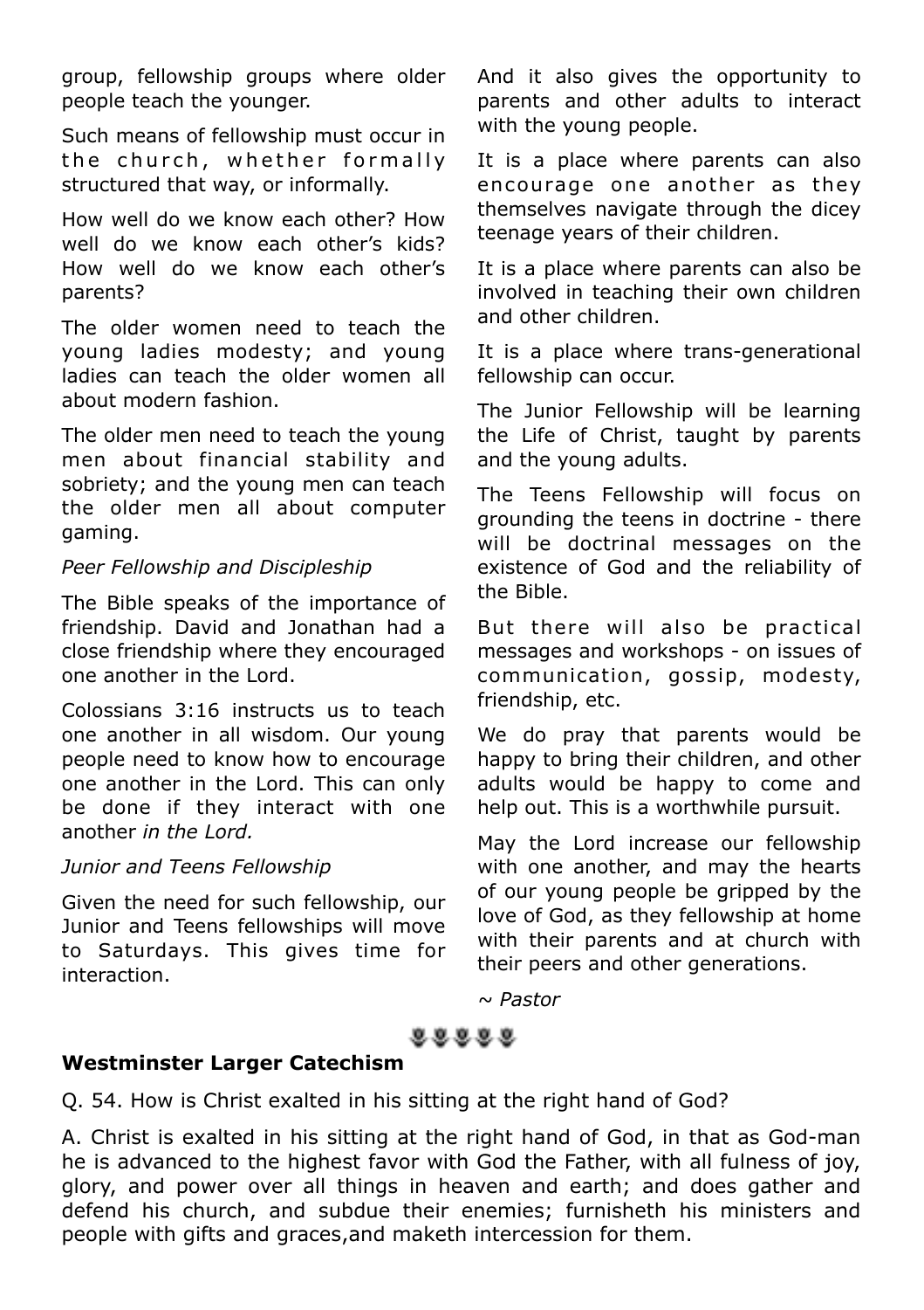group, fellowship groups where older people teach the younger.

Such means of fellowship must occur in the church, whether formally structured that way, or informally.

How well do we know each other? How well do we know each other's kids? How well do we know each other's parents?

The older women need to teach the young ladies modesty; and young ladies can teach the older women all about modern fashion.

The older men need to teach the young men about financial stability and sobriety; and the young men can teach the older men all about computer gaming.

*Peer Fellowship and Discipleship*

The Bible speaks of the importance of friendship. David and Jonathan had a close friendship where they encouraged one another in the Lord.

Colossians 3:16 instructs us to teach one another in all wisdom. Our young people need to know how to encourage one another in the Lord. This can only be done if they interact with one another *in the Lord.*

*Junior and Teens Fellowship*

Given the need for such fellowship, our Junior and Teens fellowships will move to Saturdays. This gives time for interaction.

And it also gives the opportunity to parents and other adults to interact with the young people.

It is a place where parents can also encourage one another as they themselves navigate through the dicey teenage years of their children.

It is a place where parents can also be involved in teaching their own children and other children.

It is a place where trans-generational fellowship can occur.

The Junior Fellowship will be learning the Life of Christ, taught by parents and the young adults.

The Teens Fellowship will focus on grounding the teens in doctrine - there will be doctrinal messages on the existence of God and the reliability of the Bible.

But there will also be practical messages and workshops - on issues of communication, gossip, modesty, friendship, etc.

We do pray that parents would be happy to bring their children, and other adults would be happy to come and help out. This is a worthwhile pursuit.

May the Lord increase our fellowship with one another, and may the hearts of our young people be gripped by the love of God, as they fellowship at home with their parents and at church with their peers and other generations.

*~ Pastor*

**Westminster Larger Catechism**

Q. 54. How is Christ exalted in his sitting at the right hand of God?

A. Christ is exalted in his sitting at the right hand of God, in that as God-man he is advanced to the highest favor with God the Father, with all fulness of joy, glory, and power over all things in heaven and earth; and does gather and defend his church, and subdue their enemies; furnisheth his ministers and people with gifts and graces,and maketh intercession for them.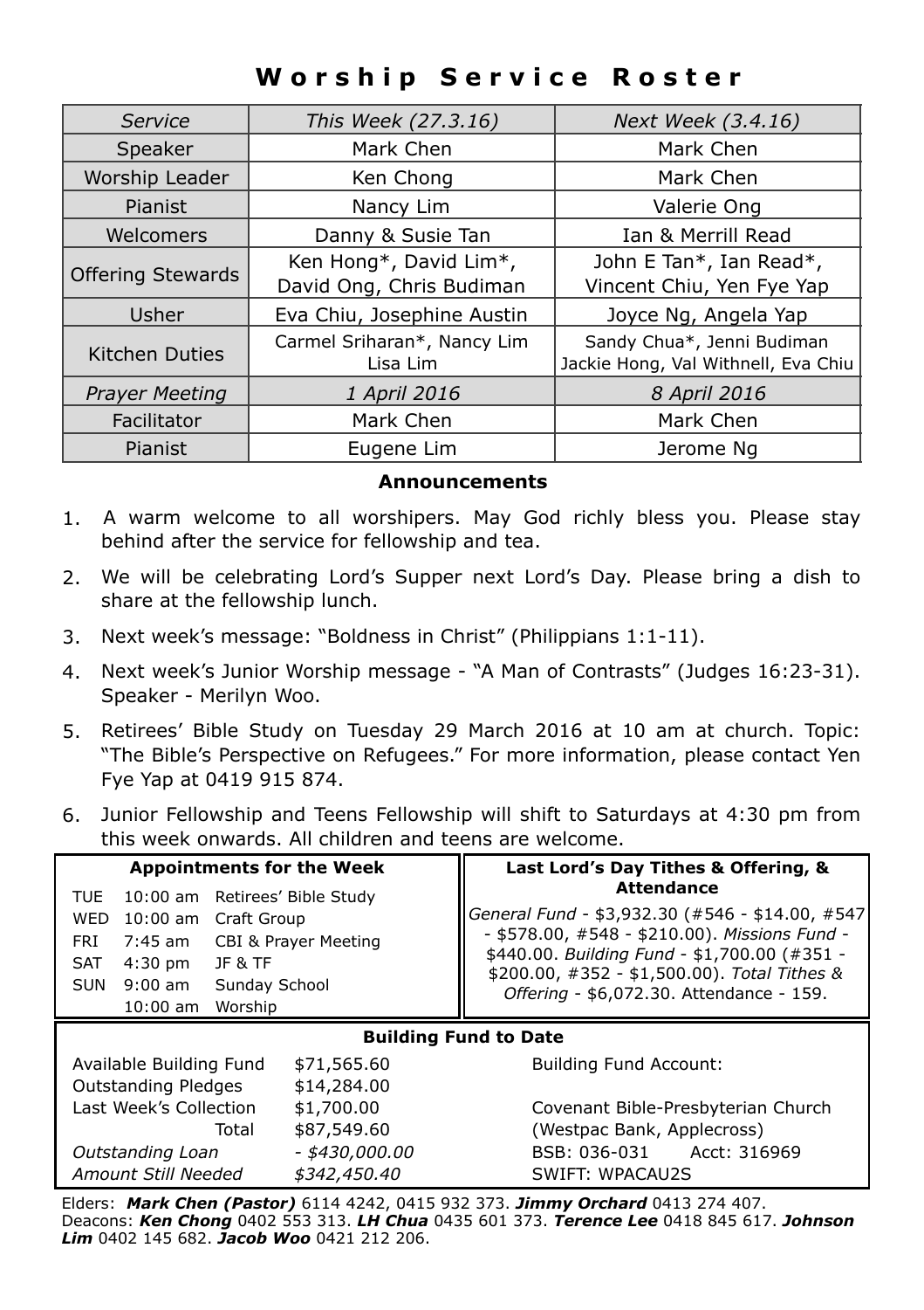# Worship Service Roster

| *Service* | *This Week (27.3.16)* | *Next Week (3.4.16)* |
|---|---|---|
| Speaker | Mark Chen | Mark Chen |
| Worship Leader | Ken Chong | Mark Chen |
| Pianist | Nancy Lim | Valerie Ong |
| Welcomers | Danny & Susie Tan | Ian & Merrill Read |
| Offering Stewards | Ken Hong*, David Lim*, David Ong, Chris Budiman | John E Tan*, Ian Read*, Vincent Chiu, Yen Fye Yap |
| Usher | Eva Chiu, Josephine Austin | Joyce Ng, Angela Yap |
| Kitchen Duties | Carmel Sriharan*, Nancy Lim Lisa Lim | Sandy Chua*, Jenni Budiman Jackie Hong, Val Withnell, Eva Chiu |
| *Prayer Meeting* | *1 April 2016* | *8 April 2016* |
| Facilitator | Mark Chen | Mark Chen |
| Pianist | Eugene Lim | Jerome Ng |

### Announcements

1. A warm welcome to all worshipers. May God richly bless you. Please stay behind after the service for fellowship and tea.
2. We will be celebrating Lord's Supper next Lord's Day. Please bring a dish to share at the fellowship lunch.
3. Next week's message: "Boldness in Christ" (Philippians 1:1-11).
4. Next week's Junior Worship message - "A Man of Contrasts" (Judges 16:23-31). Speaker - Merilyn Woo.
5. Retirees' Bible Study on Tuesday 29 March 2016 at 10 am at church. Topic: "The Bible's Perspective on Refugees." For more information, please contact Yen Fye Yap at 0419 915 874.
6. Junior Fellowship and Teens Fellowship will shift to Saturdays at 4:30 pm from this week onwards. All children and teens are welcome.

### Appointments for the Week

| | | |
|---|---|---|
| TUE | 10:00 am | Retirees' Bible Study |
| WED | 10:00 am | Craft Group |
| FRI | 7:45 am | CBI & Prayer Meeting |
| SAT | 4:30 pm | JF & TF |
| SUN | 9:00 am | Sunday School |
| | 10:00 am | Worship |

### Last Lord's Day Tithes & Offering, & Attendance

*General Fund* - $3,932.30 (#546 - $14.00, #547 - $578.00, #548 - $210.00). *Missions Fund* - $440.00. *Building Fund* - $1,700.00 (#351 - $200.00, #352 - $1,500.00). *Total Tithes & Offering* - $6,072.30. Attendance - 159.

### Building Fund to Date

| | |
|---|---|
| Available Building Fund | $71,565.60 |
| Outstanding Pledges | $14,284.00 |
| Last Week's Collection | $1,700.00 |
| Total | $87,549.60 |
| *Outstanding Loan* | *- $430,000.00* |
| *Amount Still Needed* | *$342,450.40* |

Building Fund Account:

Covenant Bible-Presbyterian Church
(Westpac Bank, Applecross)
BSB: 036-031 Acct: 316969
SWIFT: WPACAU2S

Elders: ***Mark Chen (Pastor)*** 6114 4242, 0415 932 373. ***Jimmy Orchard*** 0413 274 407.
Deacons: ***Ken Chong*** 0402 553 313. ***LH Chua*** 0435 601 373. ***Terence Lee*** 0418 845 617. ***Johnson Lim*** 0402 145 682. ***Jacob Woo*** 0421 212 206.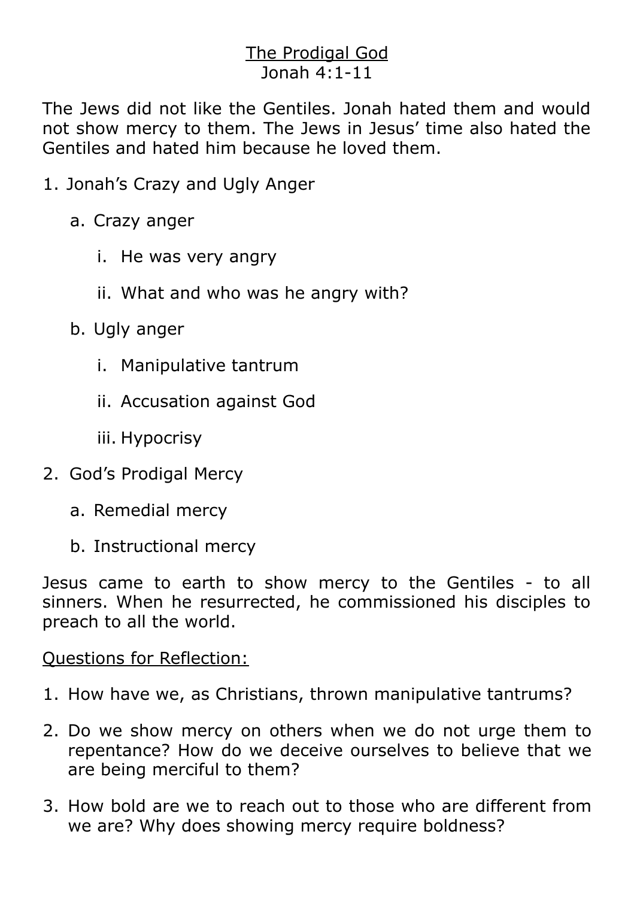# The Prodigal God

Jonah 4:1-11

The Jews did not like the Gentiles. Jonah hated them and would not show mercy to them. The Jews in Jesus' time also hated the Gentiles and hated him because he loved them.

1. Jonah's Crazy and Ugly Anger
    a. Crazy anger
        i. He was very angry
        ii. What and who was he angry with?
    b. Ugly anger
        i. Manipulative tantrum
        ii. Accusation against God
        iii. Hypocrisy
2. God's Prodigal Mercy
    a. Remedial mercy
    b. Instructional mercy

Jesus came to earth to show mercy to the Gentiles - to all sinners. When he resurrected, he commissioned his disciples to preach to all the world.

Questions for Reflection:

1. How have we, as Christians, thrown manipulative tantrums?
2. Do we show mercy on others when we do not urge them to repentance? How do we deceive ourselves to believe that we are being merciful to them?
3. How bold are we to reach out to those who are different from we are? Why does showing mercy require boldness?